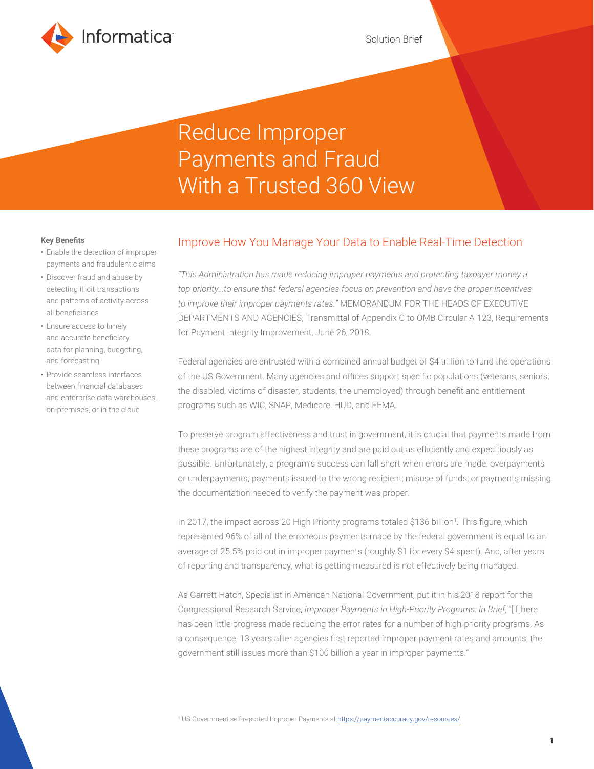Solution Brief

# Reduce Improper Payments and Fraud With a Trusted 360 View

**Key Benefits**

- Enable the detection of improper payments and fraudulent claims
- Discover fraud and abuse by detecting illicit transactions and patterns of activity across all beneficiaries
- Ensure access to timely and accurate beneficiary data for planning, budgeting, and forecasting
- Provide seamless interfaces between financial databases and enterprise data warehouses, on-premises, or in the cloud

## Improve How You Manage Your Data to Enable Real-Time Detection

*"This Administration has made reducing improper payments and protecting taxpayer money a top priority…to ensure that federal agencies focus on prevention and have the proper incentives to improve their improper payments rates."* MEMORANDUM FOR THE HEADS OF EXECUTIVE DEPARTMENTS AND AGENCIES, Transmittal of Appendix C to OMB Circular A-123, Requirements for Payment Integrity Improvement, June 26, 2018.

Federal agencies are entrusted with a combined annual budget of $4 trillion to fund the operations of the US Government. Many agencies and offices support specific populations (veterans, seniors, the disabled, victims of disaster, students, the unemployed) through benefit and entitlement programs such as WIC, SNAP, Medicare, HUD, and FEMA.

To preserve program effectiveness and trust in government, it is crucial that payments made from these programs are of the highest integrity and are paid out as efficiently and expeditiously as possible. Unfortunately, a program's success can fall short when errors are made: overpayments or underpayments; payments issued to the wrong recipient; misuse of funds; or payments missing the documentation needed to verify the payment was proper.

In 2017, the impact across 20 High Priority programs totaled $136 billion[1]. This figure, which represented 96% of all of the erroneous payments made by the federal government is equal to an average of 25.5% paid out in improper payments (roughly $1 for every $4 spent). And, after years of reporting and transparency, what is getting measured is not effectively being managed.

As Garrett Hatch, Specialist in American National Government, put it in his 2018 report for the Congressional Research Service, *Improper Payments in High-Priority Programs: In Brief*, "[T]here has been little progress made reducing the error rates for a number of high-priority programs. As a consequence, 13 years after agencies first reported improper payment rates and amounts, the government still issues more than $100 billion a year in improper payments."

[1] US Government self-reported Improper Payments at https://paymentaccuracy.gov/resources/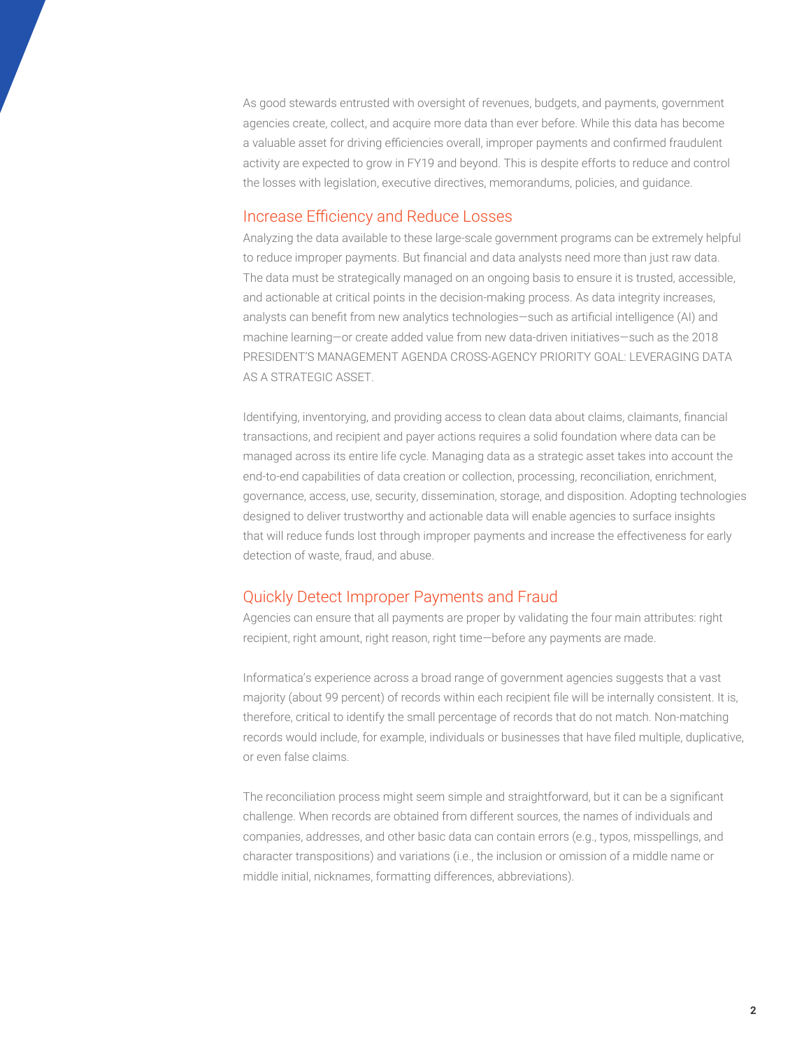As good stewards entrusted with oversight of revenues, budgets, and payments, government agencies create, collect, and acquire more data than ever before. While this data has become a valuable asset for driving efficiencies overall, improper payments and confirmed fraudulent activity are expected to grow in FY19 and beyond. This is despite efforts to reduce and control the losses with legislation, executive directives, memorandums, policies, and guidance.

## Increase Efficiency and Reduce Losses

Analyzing the data available to these large-scale government programs can be extremely helpful to reduce improper payments. But financial and data analysts need more than just raw data. The data must be strategically managed on an ongoing basis to ensure it is trusted, accessible, and actionable at critical points in the decision-making process. As data integrity increases, analysts can benefit from new analytics technologies—such as artificial intelligence (AI) and machine learning—or create added value from new data-driven initiatives—such as the 2018 PRESIDENT'S MANAGEMENT AGENDA CROSS-AGENCY PRIORITY GOAL: LEVERAGING DATA AS A STRATEGIC ASSET.

Identifying, inventorying, and providing access to clean data about claims, claimants, financial transactions, and recipient and payer actions requires a solid foundation where data can be managed across its entire life cycle. Managing data as a strategic asset takes into account the end-to-end capabilities of data creation or collection, processing, reconciliation, enrichment, governance, access, use, security, dissemination, storage, and disposition. Adopting technologies designed to deliver trustworthy and actionable data will enable agencies to surface insights that will reduce funds lost through improper payments and increase the effectiveness for early detection of waste, fraud, and abuse.

## Quickly Detect Improper Payments and Fraud

Agencies can ensure that all payments are proper by validating the four main attributes: right recipient, right amount, right reason, right time—before any payments are made.

Informatica's experience across a broad range of government agencies suggests that a vast majority (about 99 percent) of records within each recipient file will be internally consistent. It is, therefore, critical to identify the small percentage of records that do not match. Non-matching records would include, for example, individuals or businesses that have filed multiple, duplicative, or even false claims.

The reconciliation process might seem simple and straightforward, but it can be a significant challenge. When records are obtained from different sources, the names of individuals and companies, addresses, and other basic data can contain errors (e.g., typos, misspellings, and character transpositions) and variations (i.e., the inclusion or omission of a middle name or middle initial, nicknames, formatting differences, abbreviations).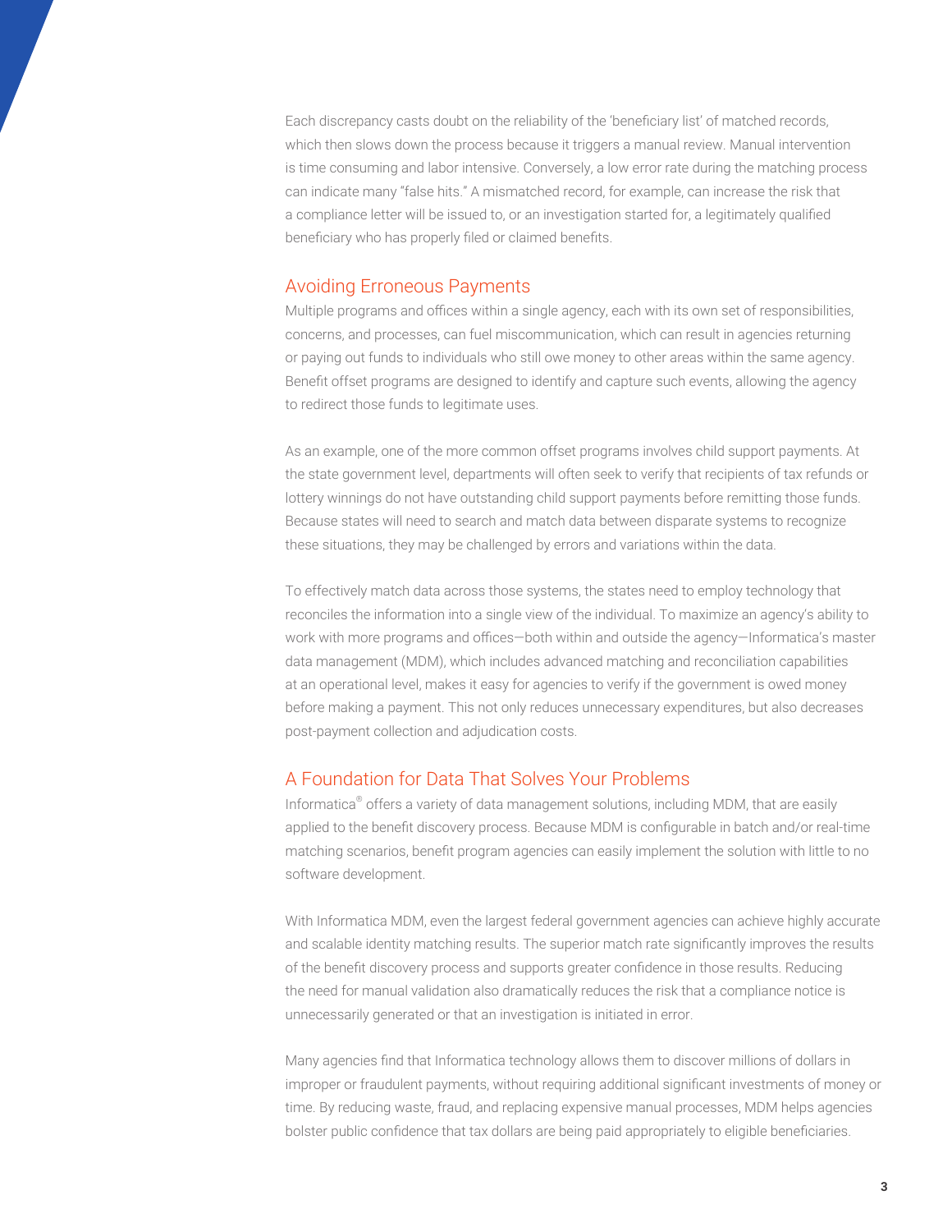Each discrepancy casts doubt on the reliability of the 'beneficiary list' of matched records, which then slows down the process because it triggers a manual review. Manual intervention is time consuming and labor intensive. Conversely, a low error rate during the matching process can indicate many "false hits." A mismatched record, for example, can increase the risk that a compliance letter will be issued to, or an investigation started for, a legitimately qualified beneficiary who has properly filed or claimed benefits.

## Avoiding Erroneous Payments

Multiple programs and offices within a single agency, each with its own set of responsibilities, concerns, and processes, can fuel miscommunication, which can result in agencies returning or paying out funds to individuals who still owe money to other areas within the same agency. Benefit offset programs are designed to identify and capture such events, allowing the agency to redirect those funds to legitimate uses.

As an example, one of the more common offset programs involves child support payments. At the state government level, departments will often seek to verify that recipients of tax refunds or lottery winnings do not have outstanding child support payments before remitting those funds. Because states will need to search and match data between disparate systems to recognize these situations, they may be challenged by errors and variations within the data.

To effectively match data across those systems, the states need to employ technology that reconciles the information into a single view of the individual. To maximize an agency's ability to work with more programs and offices—both within and outside the agency—Informatica's master data management (MDM), which includes advanced matching and reconciliation capabilities at an operational level, makes it easy for agencies to verify if the government is owed money before making a payment. This not only reduces unnecessary expenditures, but also decreases post-payment collection and adjudication costs.

## A Foundation for Data That Solves Your Problems

Informatica® offers a variety of data management solutions, including MDM, that are easily applied to the benefit discovery process. Because MDM is configurable in batch and/or real-time matching scenarios, benefit program agencies can easily implement the solution with little to no software development.

With Informatica MDM, even the largest federal government agencies can achieve highly accurate and scalable identity matching results. The superior match rate significantly improves the results of the benefit discovery process and supports greater confidence in those results. Reducing the need for manual validation also dramatically reduces the risk that a compliance notice is unnecessarily generated or that an investigation is initiated in error.

Many agencies find that Informatica technology allows them to discover millions of dollars in improper or fraudulent payments, without requiring additional significant investments of money or time. By reducing waste, fraud, and replacing expensive manual processes, MDM helps agencies bolster public confidence that tax dollars are being paid appropriately to eligible beneficiaries.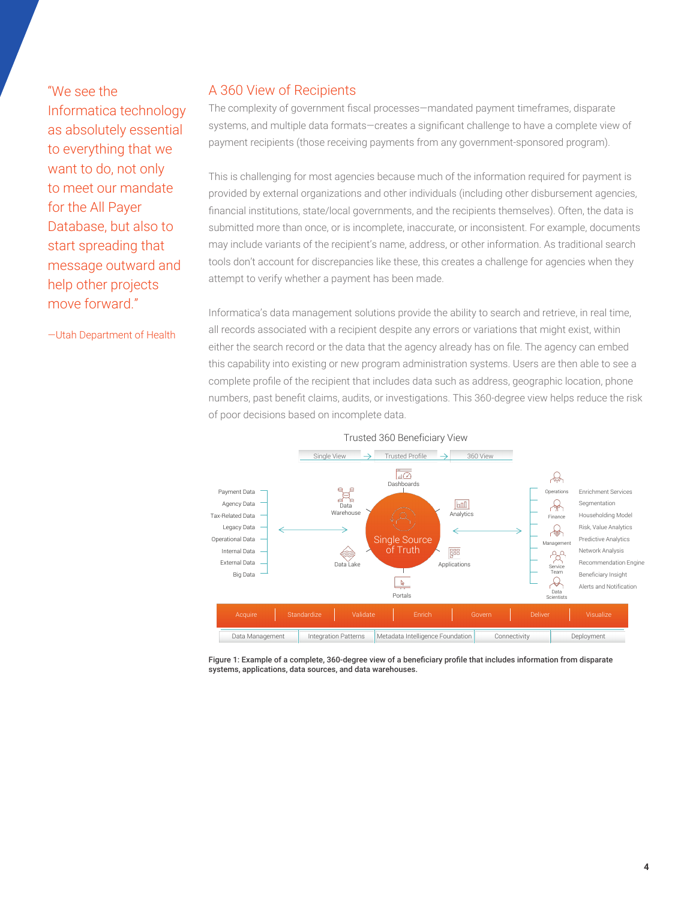> "We see the Informatica technology as absolutely essential to everything that we want to do, not only to meet our mandate for the All Payer Database, but also to start spreading that message outward and help other projects move forward."
>
> —Utah Department of Health

## A 360 View of Recipients

The complexity of government fiscal processes—mandated payment timeframes, disparate systems, and multiple data formats—creates a significant challenge to have a complete view of payment recipients (those receiving payments from any government-sponsored program).

This is challenging for most agencies because much of the information required for payment is provided by external organizations and other individuals (including other disbursement agencies, financial institutions, state/local governments, and the recipients themselves). Often, the data is submitted more than once, or is incomplete, inaccurate, or inconsistent. For example, documents may include variants of the recipient's name, address, or other information. As traditional search tools don't account for discrepancies like these, this creates a challenge for agencies when they attempt to verify whether a payment has been made.

Informatica's data management solutions provide the ability to search and retrieve, in real time, all records associated with a recipient despite any errors or variations that might exist, within either the search record or the data that the agency already has on file. The agency can embed this capability into existing or new program administration systems. Users are then able to see a complete profile of the recipient that includes data such as address, geographic location, phone numbers, past benefit claims, audits, or investigations. This 360-degree view helps reduce the risk of poor decisions based on incomplete data.

Trusted 360 Beneficiary View

Single View → Trusted Profile → 360 View

Payment Data
Agency Data
Tax-Related Data
Legacy Data
Operational Data
Internal Data
External Data
Big Data

Dashboards
Data Warehouse
Analytics
Single Source of Truth
Data Lake
Applications
Portals

Operations
Finance
Management
Service Team
Data Scientists

Enrichment Services
Segmentation
Householding Model
Risk, Value Analytics
Predictive Analytics
Network Analysis
Recommendation Engine
Beneficiary Insight
Alerts and Notification

Acquire | Standardize | Validate | Enrich | Govern | Deliver | Visualize

Data Management | Integration Patterns | Metadata Intelligence Foundation | Connectivity | Deployment

**Figure 1: Example of a complete, 360-degree view of a beneficiary profile that includes information from disparate systems, applications, data sources, and data warehouses.**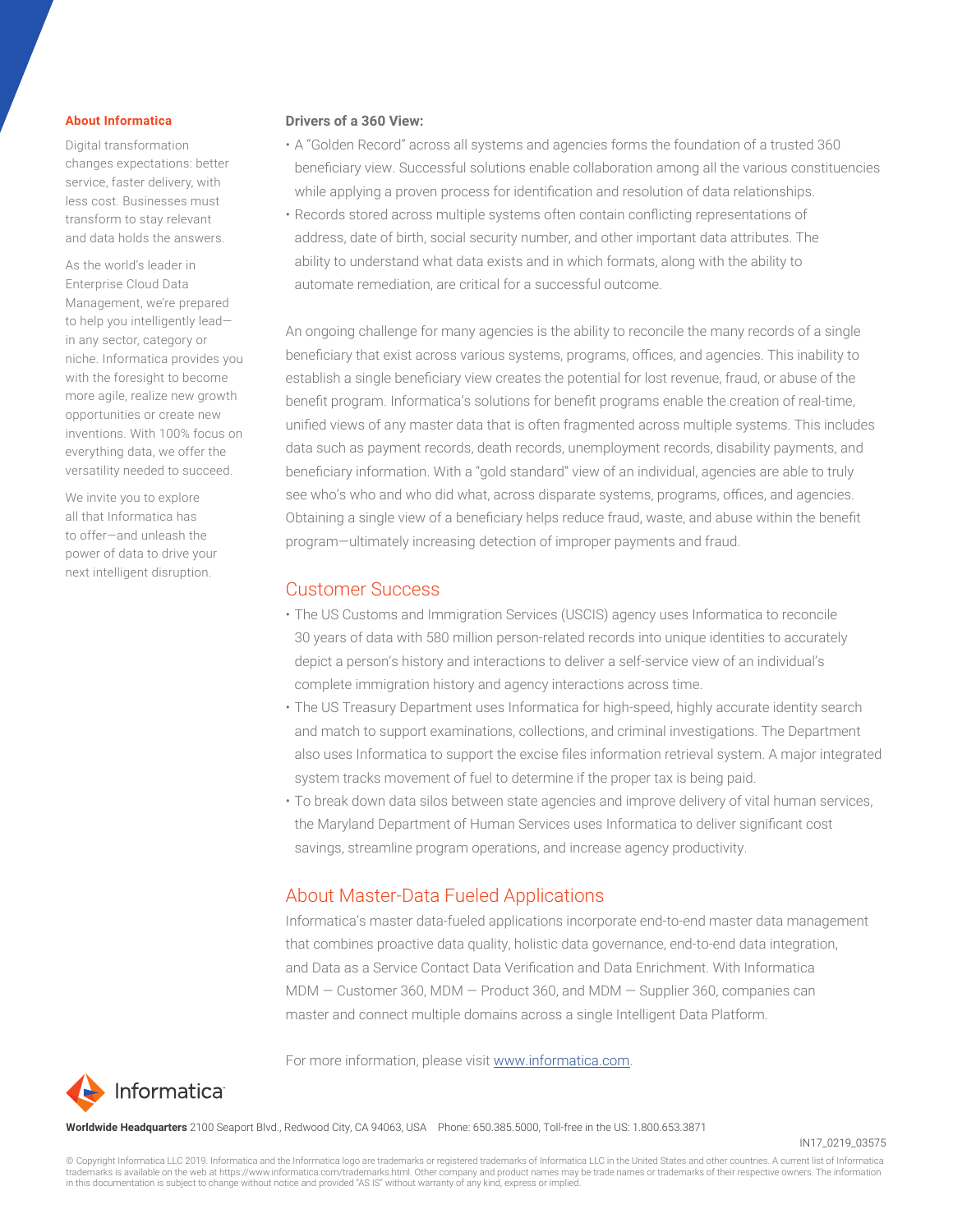**Drivers of a 360 View:**

- A "Golden Record" across all systems and agencies forms the foundation of a trusted 360 beneficiary view. Successful solutions enable collaboration among all the various constituencies while applying a proven process for identification and resolution of data relationships.
- Records stored across multiple systems often contain conflicting representations of address, date of birth, social security number, and other important data attributes. The ability to understand what data exists and in which formats, along with the ability to automate remediation, are critical for a successful outcome.

An ongoing challenge for many agencies is the ability to reconcile the many records of a single beneficiary that exist across various systems, programs, offices, and agencies. This inability to establish a single beneficiary view creates the potential for lost revenue, fraud, or abuse of the benefit program. Informatica's solutions for benefit programs enable the creation of real-time, unified views of any master data that is often fragmented across multiple systems. This includes data such as payment records, death records, unemployment records, disability payments, and beneficiary information. With a "gold standard" view of an individual, agencies are able to truly see who's who and who did what, across disparate systems, programs, offices, and agencies. Obtaining a single view of a beneficiary helps reduce fraud, waste, and abuse within the benefit program—ultimately increasing detection of improper payments and fraud.

## Customer Success

- The US Customs and Immigration Services (USCIS) agency uses Informatica to reconcile 30 years of data with 580 million person-related records into unique identities to accurately depict a person's history and interactions to deliver a self-service view of an individual's complete immigration history and agency interactions across time.
- The US Treasury Department uses Informatica for high-speed, highly accurate identity search and match to support examinations, collections, and criminal investigations. The Department also uses Informatica to support the excise files information retrieval system. A major integrated system tracks movement of fuel to determine if the proper tax is being paid.
- To break down data silos between state agencies and improve delivery of vital human services, the Maryland Department of Human Services uses Informatica to deliver significant cost savings, streamline program operations, and increase agency productivity.

## About Master-Data Fueled Applications

Informatica's master data-fueled applications incorporate end-to-end master data management that combines proactive data quality, holistic data governance, end-to-end data integration, and Data as a Service Contact Data Verification and Data Enrichment. With Informatica MDM — Customer 360, MDM — Product 360, and MDM — Supplier 360, companies can master and connect multiple domains across a single Intelligent Data Platform.

For more information, please visit www.informatica.com.

**About Informatica**

Digital transformation changes expectations: better service, faster delivery, with less cost. Businesses must transform to stay relevant and data holds the answers.

As the world's leader in Enterprise Cloud Data Management, we're prepared to help you intelligently lead—in any sector, category or niche. Informatica provides you with the foresight to become more agile, realize new growth opportunities or create new inventions. With 100% focus on everything data, we offer the versatility needed to succeed.

We invite you to explore all that Informatica has to offer—and unleash the power of data to drive your next intelligent disruption.

Informatica

**Worldwide Headquarters** 2100 Seaport Blvd., Redwood City, CA 94063, USA Phone: 650.385.5000, Toll-free in the US: 1.800.653.3871

IN17_0219_03575

© Copyright Informatica LLC 2019. Informatica and the Informatica logo are trademarks or registered trademarks of Informatica LLC in the United States and other countries. A current list of Informatica trademarks is available on the web at https://www.informatica.com/trademarks.html. Other company and product names may be trade names or trademarks of their respective owners. The information in this documentation is subject to change without notice and provided "AS IS" without warranty of any kind, express or implied.